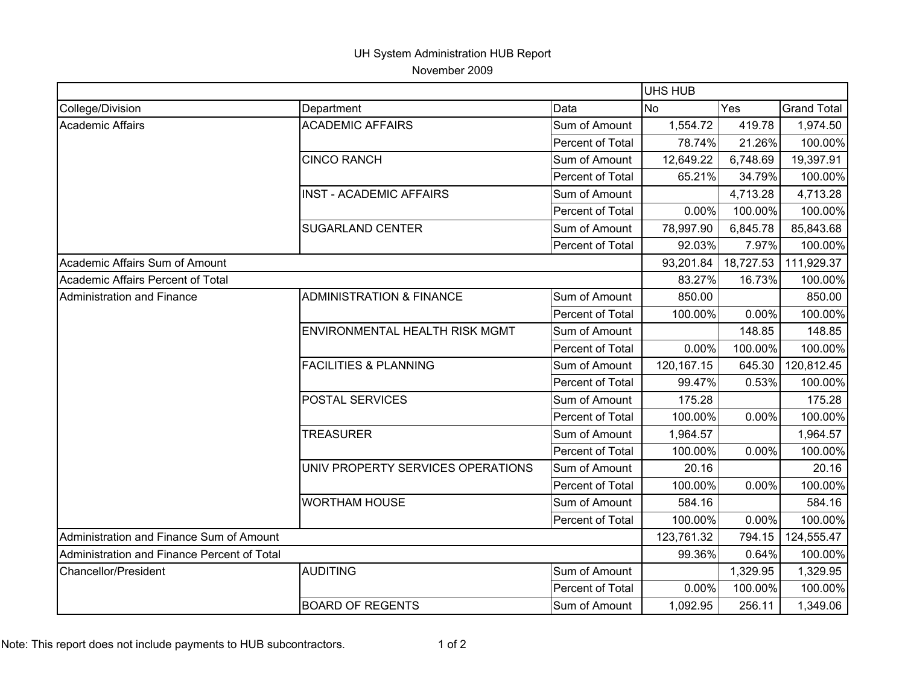UH System Administration HUB Report

November 2009

| | | | UHS HUB | | |
|---|---|---|---|---|---|
| College/Division | Department | Data | No | Yes | Grand Total |
| Academic Affairs | ACADEMIC AFFAIRS | Sum of Amount | 1,554.72 | 419.78 | 1,974.50 |
| | | Percent of Total | 78.74% | 21.26% | 100.00% |
| | CINCO RANCH | Sum of Amount | 12,649.22 | 6,748.69 | 19,397.91 |
| | | Percent of Total | 65.21% | 34.79% | 100.00% |
| | INST - ACADEMIC AFFAIRS | Sum of Amount | | 4,713.28 | 4,713.28 |
| | | Percent of Total | 0.00% | 100.00% | 100.00% |
| | SUGARLAND CENTER | Sum of Amount | 78,997.90 | 6,845.78 | 85,843.68 |
| | | Percent of Total | 92.03% | 7.97% | 100.00% |
| Academic Affairs Sum of Amount | | | 93,201.84 | 18,727.53 | 111,929.37 |
| Academic Affairs Percent of Total | | | 83.27% | 16.73% | 100.00% |
| Administration and Finance | ADMINISTRATION & FINANCE | Sum of Amount | 850.00 | | 850.00 |
| | | Percent of Total | 100.00% | 0.00% | 100.00% |
| | ENVIRONMENTAL HEALTH RISK MGMT | Sum of Amount | | 148.85 | 148.85 |
| | | Percent of Total | 0.00% | 100.00% | 100.00% |
| | FACILITIES & PLANNING | Sum of Amount | 120,167.15 | 645.30 | 120,812.45 |
| | | Percent of Total | 99.47% | 0.53% | 100.00% |
| | POSTAL SERVICES | Sum of Amount | 175.28 | | 175.28 |
| | | Percent of Total | 100.00% | 0.00% | 100.00% |
| | TREASURER | Sum of Amount | 1,964.57 | | 1,964.57 |
| | | Percent of Total | 100.00% | 0.00% | 100.00% |
| | UNIV PROPERTY SERVICES OPERATIONS | Sum of Amount | 20.16 | | 20.16 |
| | | Percent of Total | 100.00% | 0.00% | 100.00% |
| | WORTHAM HOUSE | Sum of Amount | 584.16 | | 584.16 |
| | | Percent of Total | 100.00% | 0.00% | 100.00% |
| Administration and Finance Sum of Amount | | | 123,761.32 | 794.15 | 124,555.47 |
| Administration and Finance Percent of Total | | | 99.36% | 0.64% | 100.00% |
| Chancellor/President | AUDITING | Sum of Amount | | 1,329.95 | 1,329.95 |
| | | Percent of Total | 0.00% | 100.00% | 100.00% |
| | BOARD OF REGENTS | Sum of Amount | 1,092.95 | 256.11 | 1,349.06 |

Note: This report does not include payments to HUB subcontractors.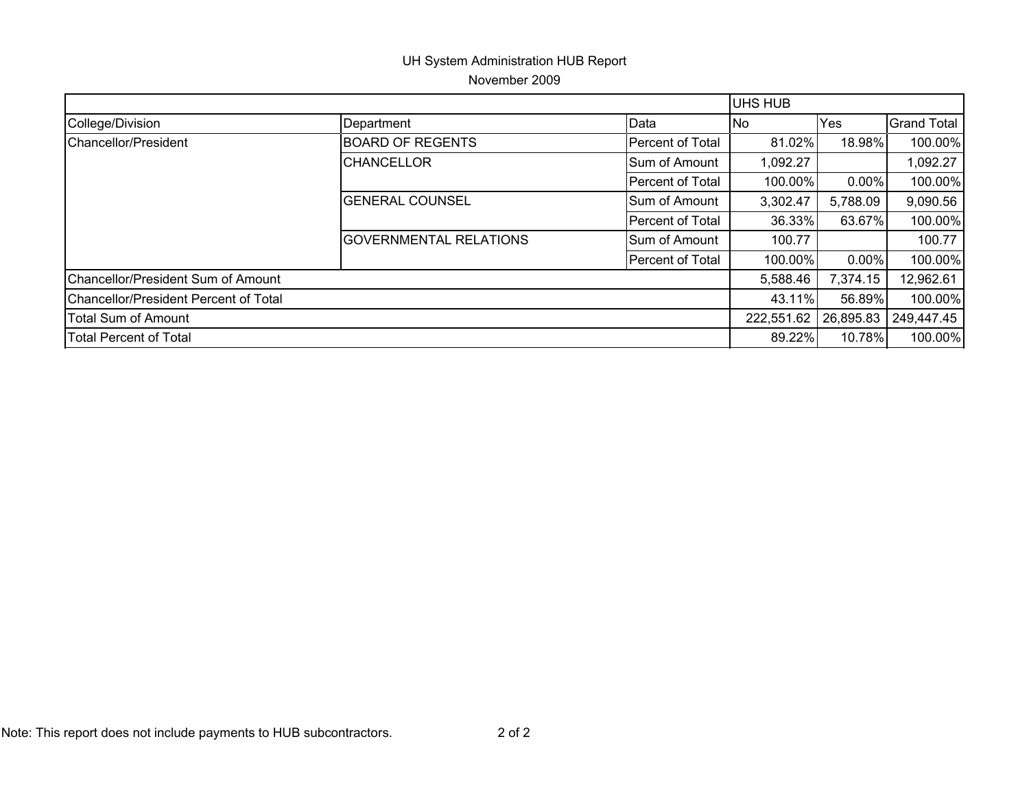UH System Administration HUB Report

November 2009

| | | | UHS HUB | | |
|---|---|---|---|---|---|
| College/Division | Department | Data | No | Yes | Grand Total |
| Chancellor/President | BOARD OF REGENTS | Percent of Total | 81.02% | 18.98% | 100.00% |
| | CHANCELLOR | Sum of Amount | 1,092.27 | | 1,092.27 |
| | | Percent of Total | 100.00% | 0.00% | 100.00% |
| | GENERAL COUNSEL | Sum of Amount | 3,302.47 | 5,788.09 | 9,090.56 |
| | | Percent of Total | 36.33% | 63.67% | 100.00% |
| | GOVERNMENTAL RELATIONS | Sum of Amount | 100.77 | | 100.77 |
| | | Percent of Total | 100.00% | 0.00% | 100.00% |
| Chancellor/President Sum of Amount | | | 5,588.46 | 7,374.15 | 12,962.61 |
| Chancellor/President Percent of Total | | | 43.11% | 56.89% | 100.00% |
| Total Sum of Amount | | | 222,551.62 | 26,895.83 | 249,447.45 |
| Total Percent of Total | | | 89.22% | 10.78% | 100.00% |

Note: This report does not include payments to HUB subcontractors.